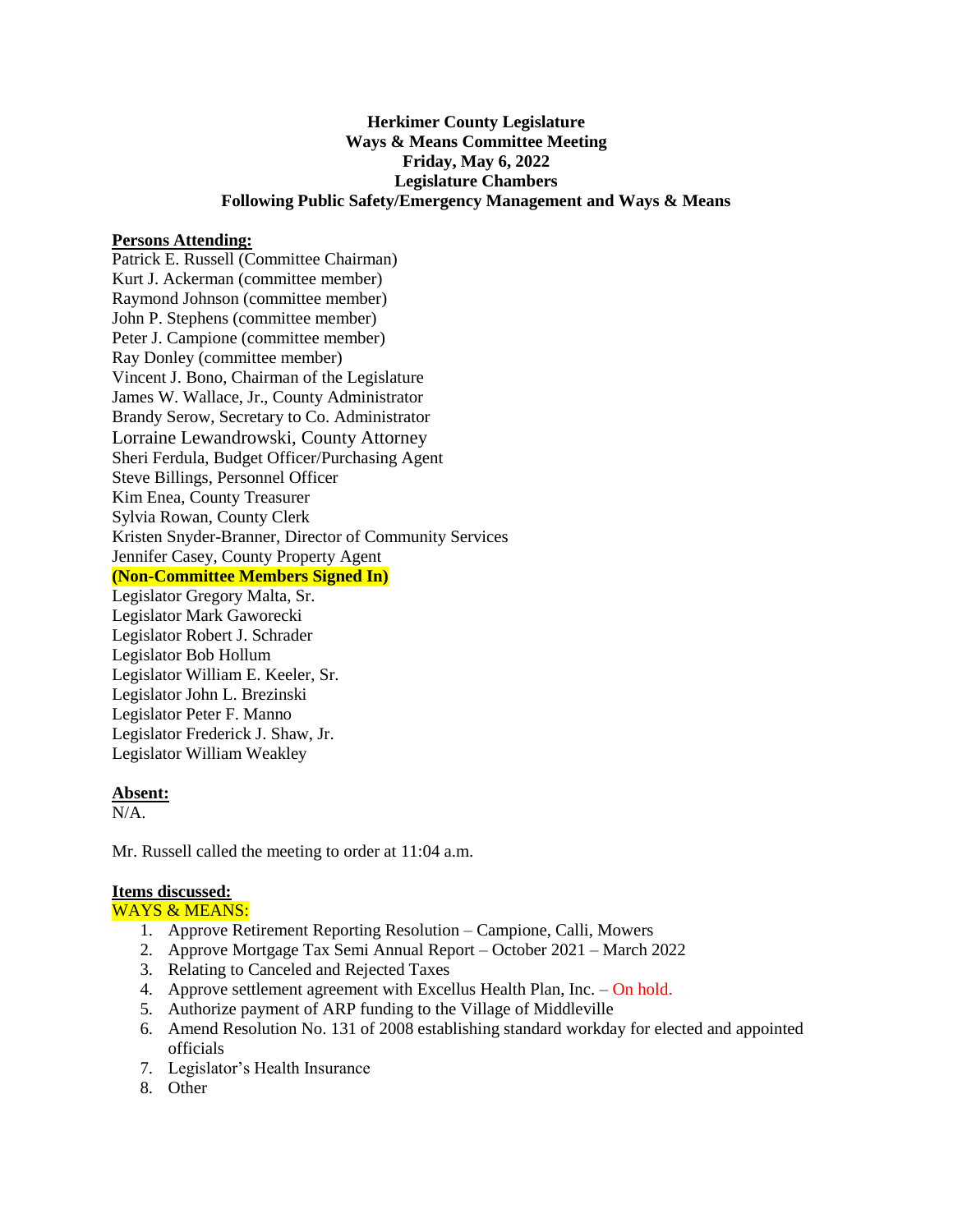**Herkimer County Legislature**
**Ways & Means Committee Meeting**
**Friday, May 6, 2022**
**Legislature Chambers**
**Following Public Safety/Emergency Management and Ways & Means**

**Persons Attending:**

Patrick E. Russell (Committee Chairman)
Kurt J. Ackerman (committee member)
Raymond Johnson (committee member)
John P. Stephens (committee member)
Peter J. Campione (committee member)
Ray Donley (committee member)
Vincent J. Bono, Chairman of the Legislature
James W. Wallace, Jr., County Administrator
Brandy Serow, Secretary to Co. Administrator
Lorraine Lewandrowski, County Attorney
Sheri Ferdula, Budget Officer/Purchasing Agent
Steve Billings, Personnel Officer
Kim Enea, County Treasurer
Sylvia Rowan, County Clerk
Kristen Snyder-Branner, Director of Community Services
Jennifer Casey, County Property Agent
**(Non-Committee Members Signed In)**
Legislator Gregory Malta, Sr.
Legislator Mark Gaworecki
Legislator Robert J. Schrader
Legislator Bob Hollum
Legislator William E. Keeler, Sr.
Legislator John L. Brezinski
Legislator Peter F. Manno
Legislator Frederick J. Shaw, Jr.
Legislator William Weakley

**Absent:**

N/A.

Mr. Russell called the meeting to order at 11:04 a.m.

**Items discussed:**

WAYS & MEANS:

1. Approve Retirement Reporting Resolution – Campione, Calli, Mowers
2. Approve Mortgage Tax Semi Annual Report – October 2021 – March 2022
3. Relating to Canceled and Rejected Taxes
4. Approve settlement agreement with Excellus Health Plan, Inc. – On hold.
5. Authorize payment of ARP funding to the Village of Middleville
6. Amend Resolution No. 131 of 2008 establishing standard workday for elected and appointed officials
7. Legislator's Health Insurance
8. Other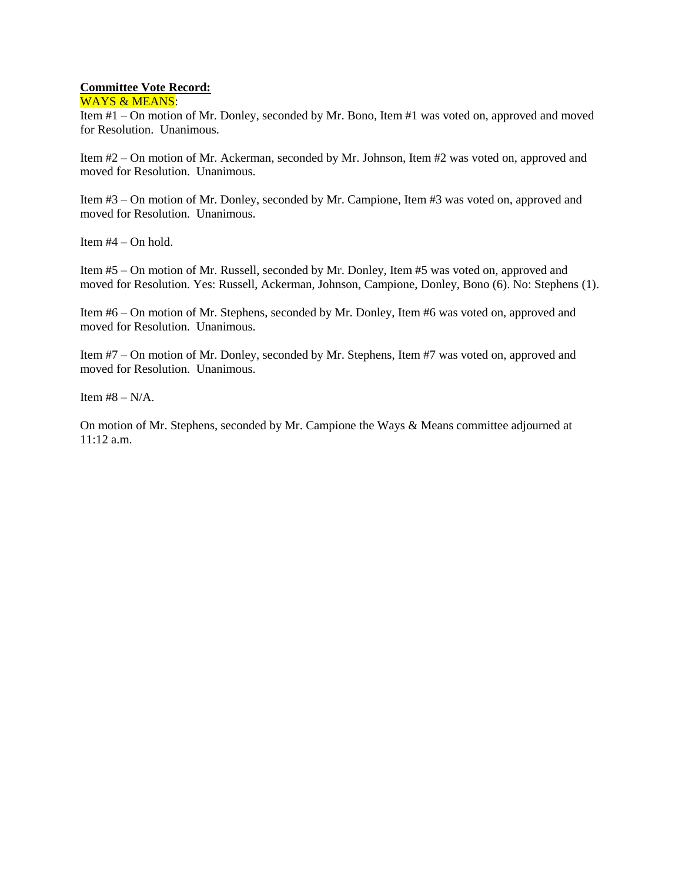**Committee Vote Record:**

WAYS & MEANS:

Item #1 – On motion of Mr. Donley, seconded by Mr. Bono, Item #1 was voted on, approved and moved for Resolution. Unanimous.

Item #2 – On motion of Mr. Ackerman, seconded by Mr. Johnson, Item #2 was voted on, approved and moved for Resolution. Unanimous.

Item #3 – On motion of Mr. Donley, seconded by Mr. Campione, Item #3 was voted on, approved and moved for Resolution. Unanimous.

Item #4 – On hold.

Item #5 – On motion of Mr. Russell, seconded by Mr. Donley, Item #5 was voted on, approved and moved for Resolution. Yes: Russell, Ackerman, Johnson, Campione, Donley, Bono (6). No: Stephens (1).

Item #6 – On motion of Mr. Stephens, seconded by Mr. Donley, Item #6 was voted on, approved and moved for Resolution. Unanimous.

Item #7 – On motion of Mr. Donley, seconded by Mr. Stephens, Item #7 was voted on, approved and moved for Resolution. Unanimous.

Item #8 – N/A.

On motion of Mr. Stephens, seconded by Mr. Campione the Ways & Means committee adjourned at 11:12 a.m.